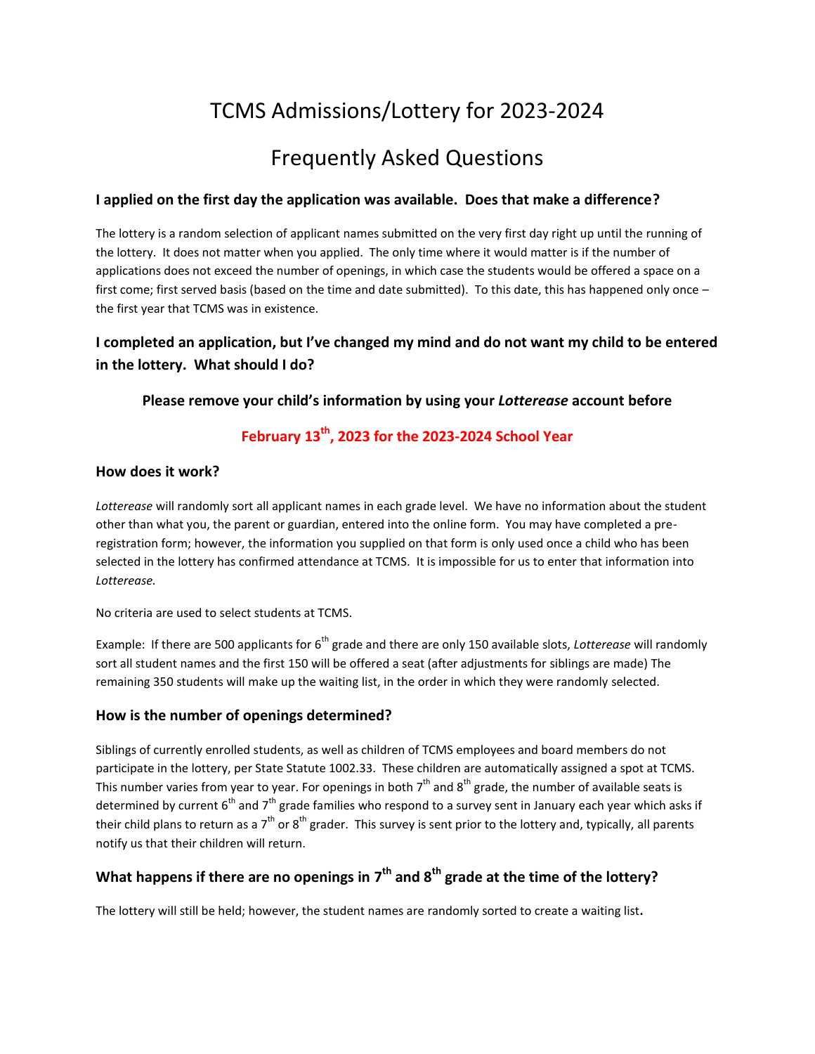# TCMS Admissions/Lottery for 2023-2024

# Frequently Asked Questions

### I applied on the first day the application was available. Does that make a difference?

The lottery is a random selection of applicant names submitted on the very first day right up until the running of the lottery. It does not matter when you applied. The only time where it would matter is if the number of applications does not exceed the number of openings, in which case the students would be offered a space on a first come; first served basis (based on the time and date submitted). To this date, this has happened only once – the first year that TCMS was in existence.

### I completed an application, but I've changed my mind and do not want my child to be entered in the lottery. What should I do?

**Please remove your child's information by using your *Lotterease* account before**

**February 13th, 2023 for the 2023-2024 School Year**

### How does it work?

*Lotterease* will randomly sort all applicant names in each grade level. We have no information about the student other than what you, the parent or guardian, entered into the online form. You may have completed a pre-registration form; however, the information you supplied on that form is only used once a child who has been selected in the lottery has confirmed attendance at TCMS. It is impossible for us to enter that information into *Lotterease.*

No criteria are used to select students at TCMS.

Example: If there are 500 applicants for 6th grade and there are only 150 available slots, *Lotterease* will randomly sort all student names and the first 150 will be offered a seat (after adjustments for siblings are made) The remaining 350 students will make up the waiting list, in the order in which they were randomly selected.

### How is the number of openings determined?

Siblings of currently enrolled students, as well as children of TCMS employees and board members do not participate in the lottery, per State Statute 1002.33. These children are automatically assigned a spot at TCMS. This number varies from year to year. For openings in both 7th and 8th grade, the number of available seats is determined by current 6th and 7th grade families who respond to a survey sent in January each year which asks if their child plans to return as a 7th or 8th grader. This survey is sent prior to the lottery and, typically, all parents notify us that their children will return.

### What happens if there are no openings in 7th and 8th grade at the time of the lottery?

The lottery will still be held; however, the student names are randomly sorted to create a waiting list**.**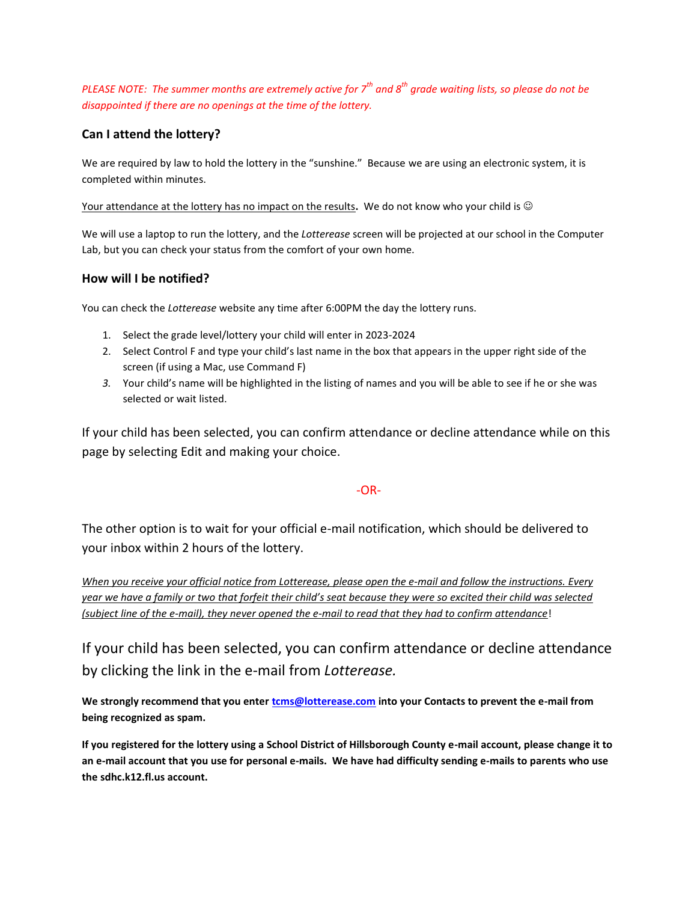*PLEASE NOTE: The summer months are extremely active for 7th and 8th grade waiting lists, so please do not be disappointed if there are no openings at the time of the lottery.*

### Can I attend the lottery?

We are required by law to hold the lottery in the "sunshine." Because we are using an electronic system, it is completed within minutes.

Your attendance at the lottery has no impact on the results**.** We do not know who your child is ☺

We will use a laptop to run the lottery, and the *Lotterease* screen will be projected at our school in the Computer Lab, but you can check your status from the comfort of your own home.

### How will I be notified?

You can check the *Lotterease* website any time after 6:00PM the day the lottery runs.

1. Select the grade level/lottery your child will enter in 2023-2024
2. Select Control F and type your child's last name in the box that appears in the upper right side of the screen (if using a Mac, use Command F)
3. Your child's name will be highlighted in the listing of names and you will be able to see if he or she was selected or wait listed.

If your child has been selected, you can confirm attendance or decline attendance while on this page by selecting Edit and making your choice.

-OR-

The other option is to wait for your official e-mail notification, which should be delivered to your inbox within 2 hours of the lottery.

*When you receive your official notice from Lotterease, please open the e-mail and follow the instructions. Every year we have a family or two that forfeit their child's seat because they were so excited their child was selected (subject line of the e-mail), they never opened the e-mail to read that they had to confirm attendance*!

If your child has been selected, you can confirm attendance or decline attendance by clicking the link in the e-mail from *Lotterease.*

**We strongly recommend that you enter tcms@lotterease.com into your Contacts to prevent the e-mail from being recognized as spam.**

**If you registered for the lottery using a School District of Hillsborough County e-mail account, please change it to an e-mail account that you use for personal e-mails. We have had difficulty sending e-mails to parents who use the sdhc.k12.fl.us account.**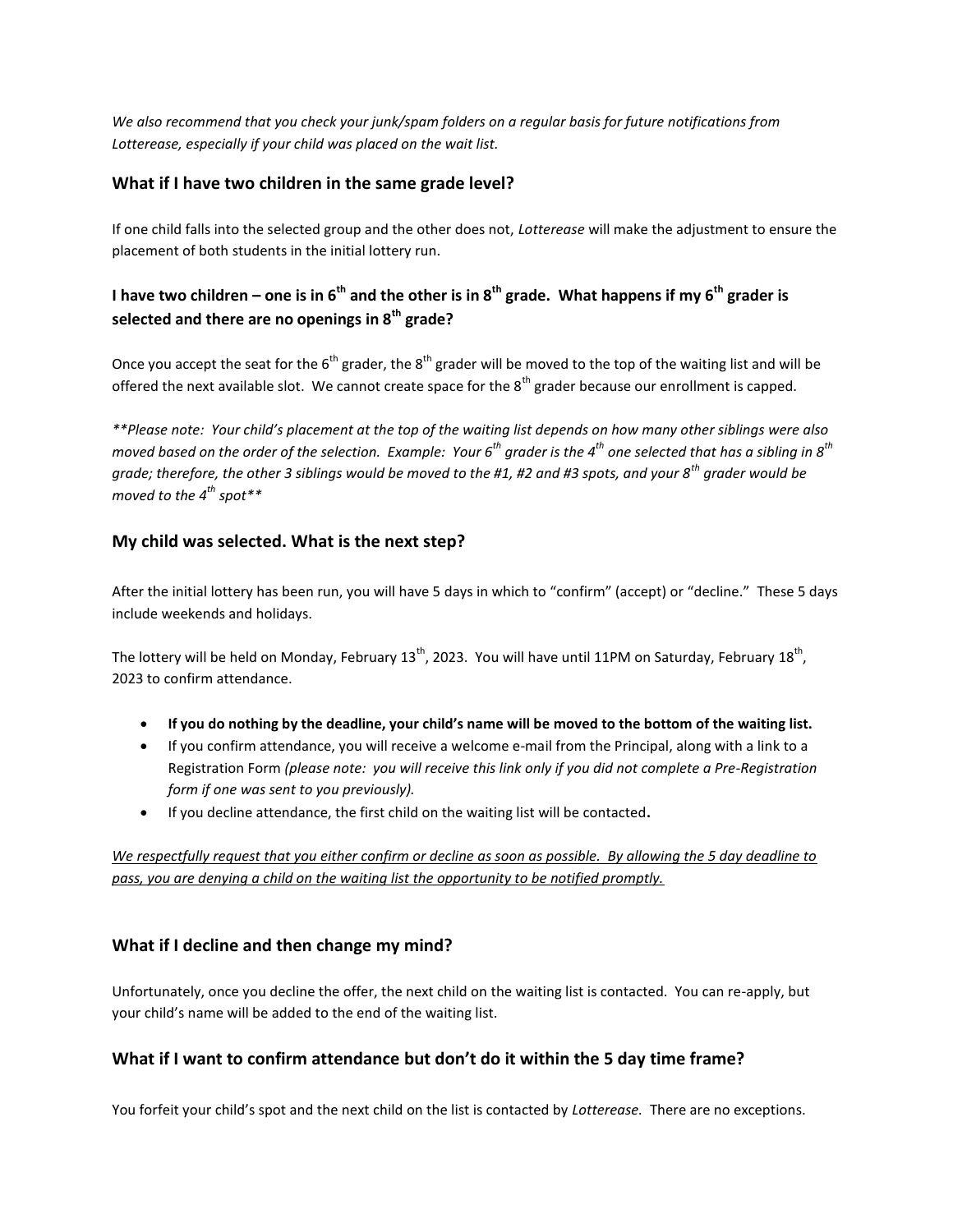*We also recommend that you check your junk/spam folders on a regular basis for future notifications from Lotterease, especially if your child was placed on the wait list.*

### What if I have two children in the same grade level?

If one child falls into the selected group and the other does not, *Lotterease* will make the adjustment to ensure the placement of both students in the initial lottery run.

### I have two children – one is in 6th and the other is in 8th grade. What happens if my 6th grader is selected and there are no openings in 8th grade?

Once you accept the seat for the 6th grader, the 8th grader will be moved to the top of the waiting list and will be offered the next available slot. We cannot create space for the 8th grader because our enrollment is capped.

***Please note: Your child's placement at the top of the waiting list depends on how many other siblings were also moved based on the order of the selection. Example: Your 6th grader is the 4th one selected that has a sibling in 8th grade; therefore, the other 3 siblings would be moved to the #1, #2 and #3 spots, and your 8th grader would be moved to the 4th spot***

### My child was selected. What is the next step?

After the initial lottery has been run, you will have 5 days in which to "confirm" (accept) or "decline." These 5 days include weekends and holidays.

The lottery will be held on Monday, February 13th, 2023. You will have until 11PM on Saturday, February 18th, 2023 to confirm attendance.

- **If you do nothing by the deadline, your child's name will be moved to the bottom of the waiting list.**
- If you confirm attendance, you will receive a welcome e-mail from the Principal, along with a link to a Registration Form *(please note: you will receive this link only if you did not complete a Pre-Registration form if one was sent to you previously).*
- If you decline attendance, the first child on the waiting list will be contacted.

<u>*We respectfully request that you either confirm or decline as soon as possible. By allowing the 5 day deadline to pass, you are denying a child on the waiting list the opportunity to be notified promptly.*</u>

### What if I decline and then change my mind?

Unfortunately, once you decline the offer, the next child on the waiting list is contacted. You can re-apply, but your child's name will be added to the end of the waiting list.

### What if I want to confirm attendance but don't do it within the 5 day time frame?

You forfeit your child's spot and the next child on the list is contacted by *Lotterease*. There are no exceptions.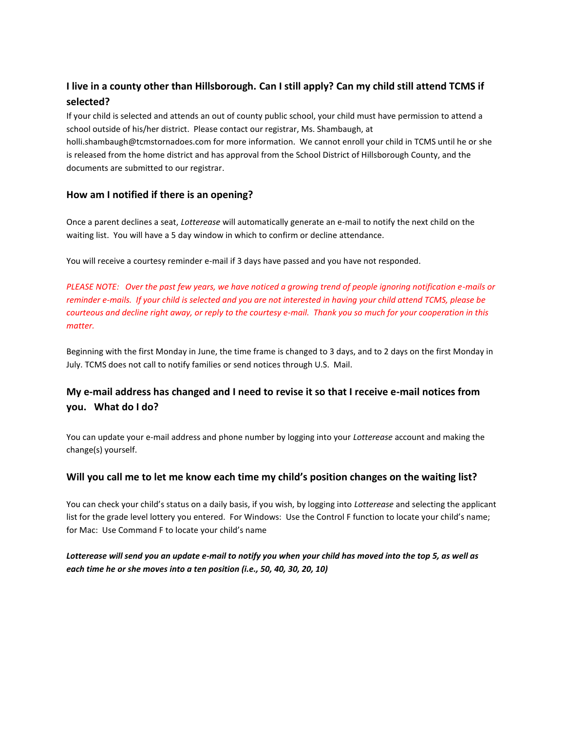### I live in a county other than Hillsborough. Can I still apply? Can my child still attend TCMS if selected?

If your child is selected and attends an out of county public school, your child must have permission to attend a school outside of his/her district. Please contact our registrar, Ms. Shambaugh, at holli.shambaugh@tcmstornadoes.com for more information. We cannot enroll your child in TCMS until he or she is released from the home district and has approval from the School District of Hillsborough County, and the documents are submitted to our registrar.

### How am I notified if there is an opening?

Once a parent declines a seat, *Lotterease* will automatically generate an e-mail to notify the next child on the waiting list. You will have a 5 day window in which to confirm or decline attendance.

You will receive a courtesy reminder e-mail if 3 days have passed and you have not responded.

*PLEASE NOTE: Over the past few years, we have noticed a growing trend of people ignoring notification e-mails or reminder e-mails. If your child is selected and you are not interested in having your child attend TCMS, please be courteous and decline right away, or reply to the courtesy e-mail. Thank you so much for your cooperation in this matter.*

Beginning with the first Monday in June, the time frame is changed to 3 days, and to 2 days on the first Monday in July. TCMS does not call to notify families or send notices through U.S. Mail.

### My e-mail address has changed and I need to revise it so that I receive e-mail notices from you. What do I do?

You can update your e-mail address and phone number by logging into your *Lotterease* account and making the change(s) yourself.

### Will you call me to let me know each time my child's position changes on the waiting list?

You can check your child's status on a daily basis, if you wish, by logging into *Lotterease* and selecting the applicant list for the grade level lottery you entered. For Windows: Use the Control F function to locate your child's name; for Mac: Use Command F to locate your child's name

***Lotterease will send you an update e-mail to notify you when your child has moved into the top 5, as well as each time he or she moves into a ten position (i.e., 50, 40, 30, 20, 10)***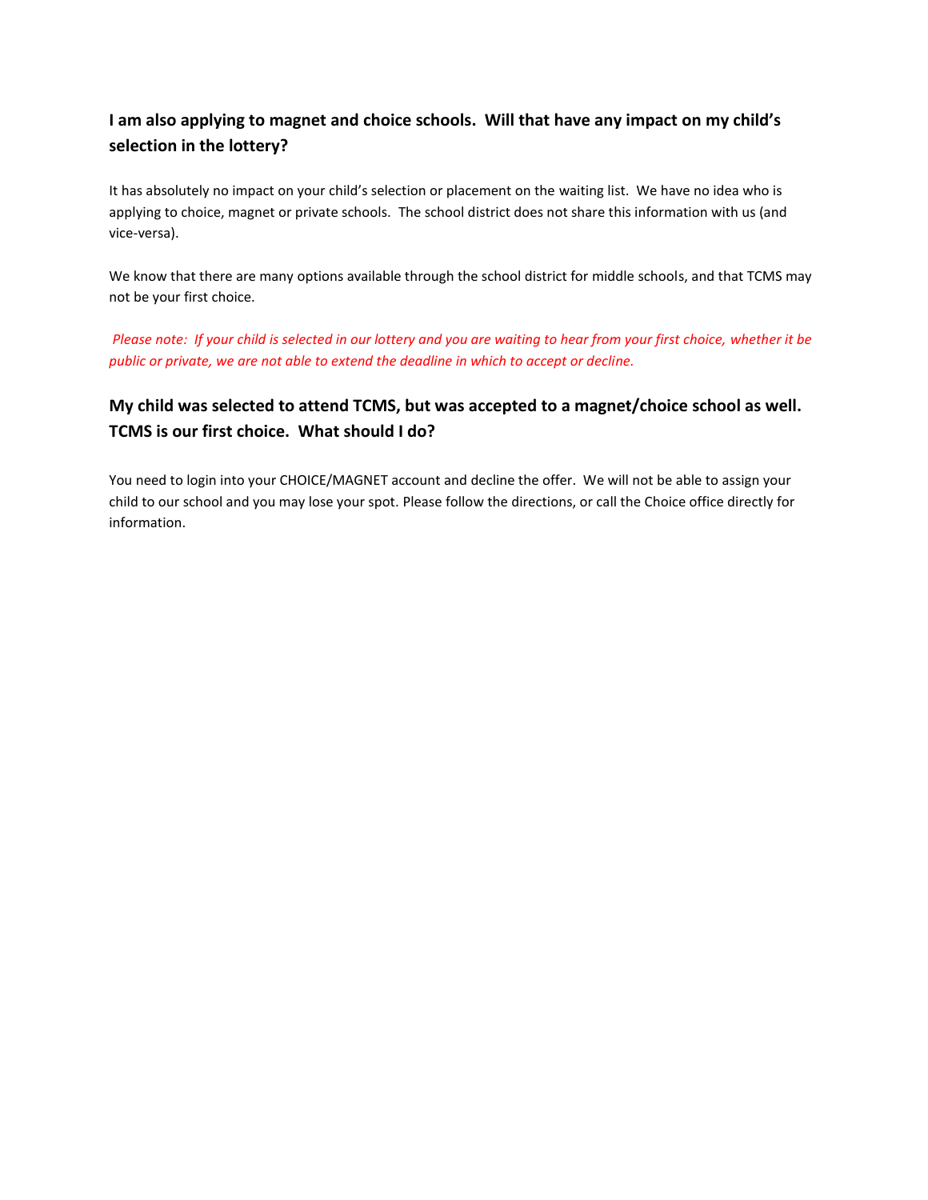### I am also applying to magnet and choice schools. Will that have any impact on my child's selection in the lottery?

It has absolutely no impact on your child's selection or placement on the waiting list. We have no idea who is applying to choice, magnet or private schools. The school district does not share this information with us (and vice-versa).

We know that there are many options available through the school district for middle schools, and that TCMS may not be your first choice.

*Please note: If your child is selected in our lottery and you are waiting to hear from your first choice, whether it be public or private, we are not able to extend the deadline in which to accept or decline.*

### My child was selected to attend TCMS, but was accepted to a magnet/choice school as well. TCMS is our first choice. What should I do?

You need to login into your CHOICE/MAGNET account and decline the offer. We will not be able to assign your child to our school and you may lose your spot. Please follow the directions, or call the Choice office directly for information.